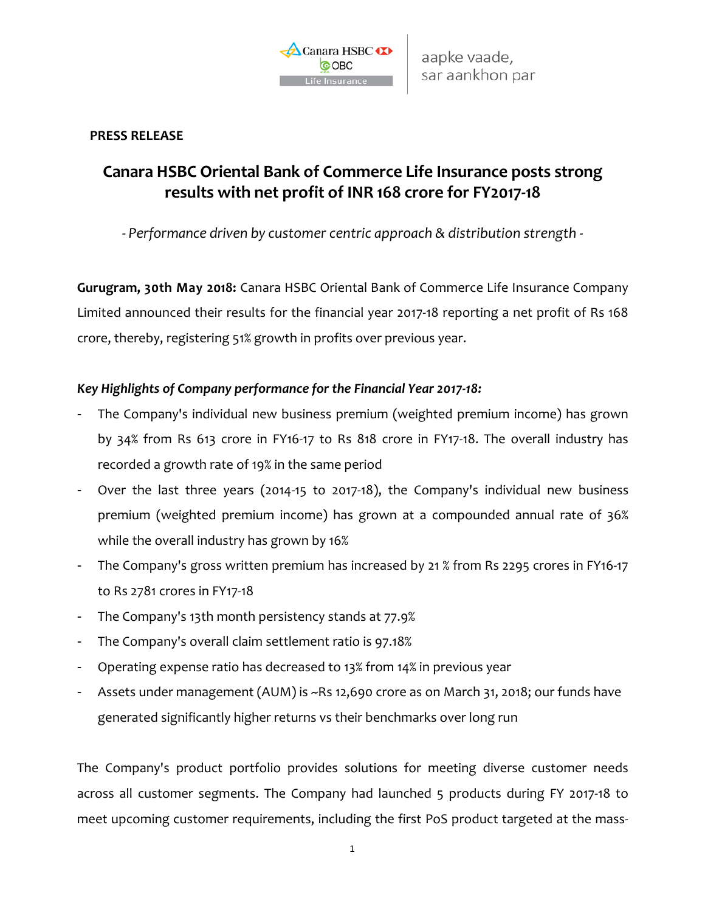Canara HSBC OBC Life Insurance

aapke vaade, sar aankhon par

**PRESS RELEASE**

# Canara HSBC Oriental Bank of Commerce Life Insurance posts strong results with net profit of INR 168 crore for FY2017-18

*- Performance driven by customer centric approach & distribution strength -*

**Gurugram, 30th May 2018:** Canara HSBC Oriental Bank of Commerce Life Insurance Company Limited announced their results for the financial year 2017-18 reporting a net profit of Rs 168 crore, thereby, registering 51% growth in profits over previous year.

***Key Highlights of Company performance for the Financial Year 2017-18:***

- The Company's individual new business premium (weighted premium income) has grown by 34% from Rs 613 crore in FY16-17 to Rs 818 crore in FY17-18. The overall industry has recorded a growth rate of 19% in the same period
- Over the last three years (2014-15 to 2017-18), the Company's individual new business premium (weighted premium income) has grown at a compounded annual rate of 36% while the overall industry has grown by 16%
- The Company's gross written premium has increased by 21 % from Rs 2295 crores in FY16-17 to Rs 2781 crores in FY17-18
- The Company's 13th month persistency stands at 77.9%
- The Company's overall claim settlement ratio is 97.18%
- Operating expense ratio has decreased to 13% from 14% in previous year
- Assets under management (AUM) is ~Rs 12,690 crore as on March 31, 2018; our funds have generated significantly higher returns vs their benchmarks over long run

The Company's product portfolio provides solutions for meeting diverse customer needs across all customer segments. The Company had launched 5 products during FY 2017-18 to meet upcoming customer requirements, including the first PoS product targeted at the mass-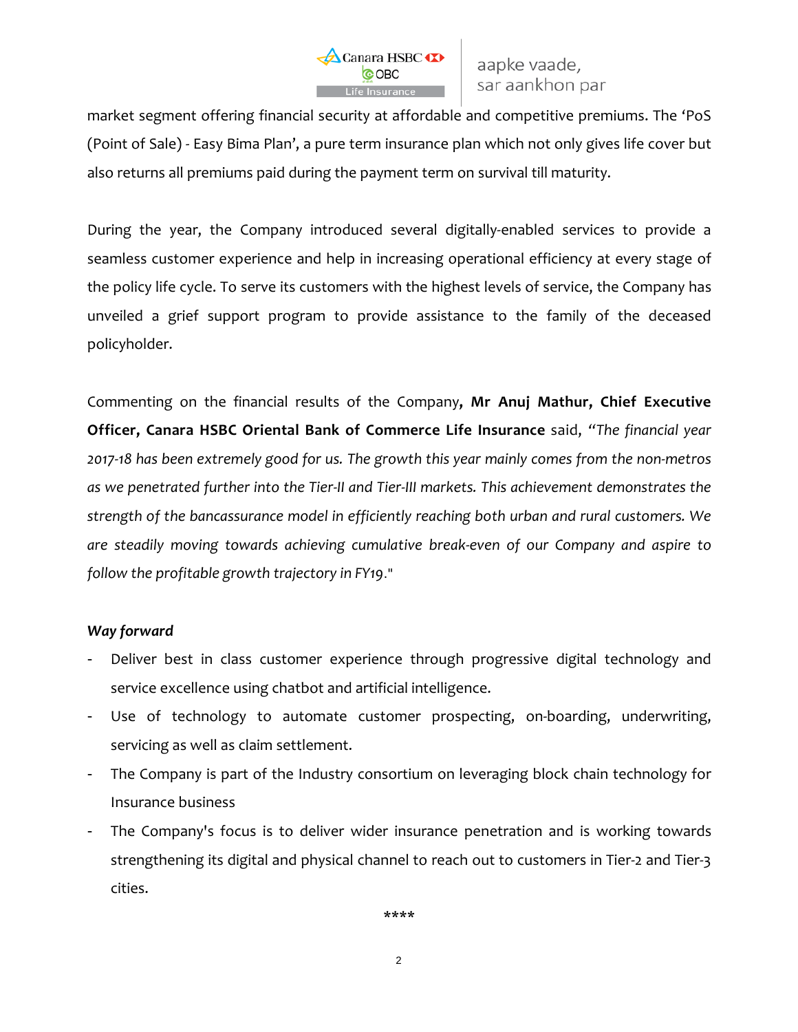market segment offering financial security at affordable and competitive premiums. The 'PoS (Point of Sale) - Easy Bima Plan', a pure term insurance plan which not only gives life cover but also returns all premiums paid during the payment term on survival till maturity.

During the year, the Company introduced several digitally-enabled services to provide a seamless customer experience and help in increasing operational efficiency at every stage of the policy life cycle. To serve its customers with the highest levels of service, the Company has unveiled a grief support program to provide assistance to the family of the deceased policyholder.

Commenting on the financial results of the Company**, Mr Anuj Mathur, Chief Executive Officer, Canara HSBC Oriental Bank of Commerce Life Insurance** said, *"The financial year 2017-18 has been extremely good for us. The growth this year mainly comes from the non-metros as we penetrated further into the Tier-II and Tier-III markets. This achievement demonstrates the strength of the bancassurance model in efficiently reaching both urban and rural customers. We are steadily moving towards achieving cumulative break-even of our Company and aspire to follow the profitable growth trajectory in FY19*."

***Way forward***

- Deliver best in class customer experience through progressive digital technology and service excellence using chatbot and artificial intelligence.
- Use of technology to automate customer prospecting, on-boarding, underwriting, servicing as well as claim settlement.
- The Company is part of the Industry consortium on leveraging block chain technology for Insurance business
- The Company's focus is to deliver wider insurance penetration and is working towards strengthening its digital and physical channel to reach out to customers in Tier-2 and Tier-3 cities.

****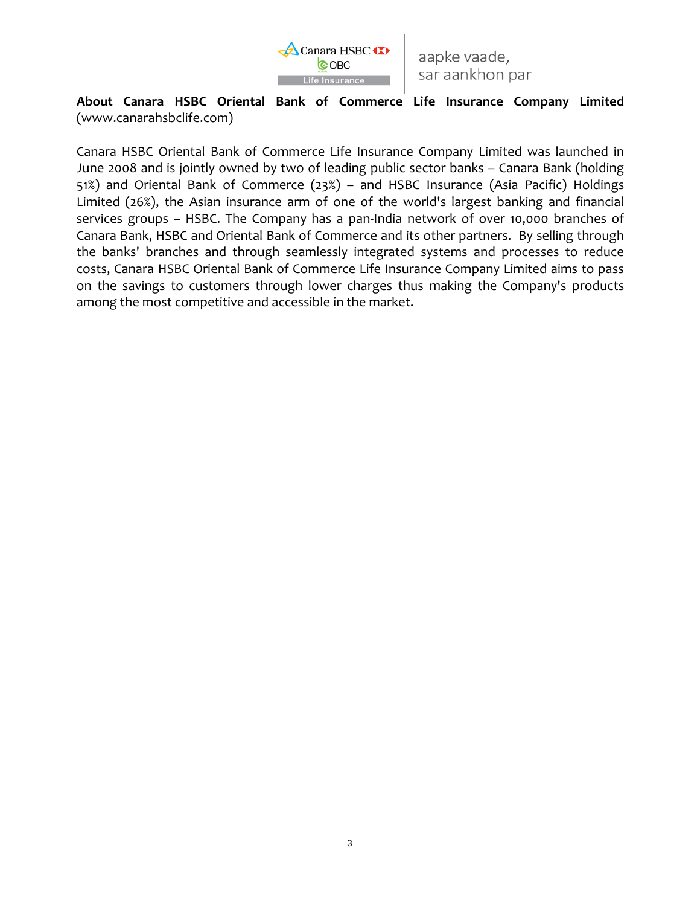**About Canara HSBC Oriental Bank of Commerce Life Insurance Company Limited** (www.canarahsbclife.com)

Canara HSBC Oriental Bank of Commerce Life Insurance Company Limited was launched in June 2008 and is jointly owned by two of leading public sector banks – Canara Bank (holding 51%) and Oriental Bank of Commerce (23%) – and HSBC Insurance (Asia Pacific) Holdings Limited (26%), the Asian insurance arm of one of the world's largest banking and financial services groups – HSBC. The Company has a pan-India network of over 10,000 branches of Canara Bank, HSBC and Oriental Bank of Commerce and its other partners. By selling through the banks' branches and through seamlessly integrated systems and processes to reduce costs, Canara HSBC Oriental Bank of Commerce Life Insurance Company Limited aims to pass on the savings to customers through lower charges thus making the Company's products among the most competitive and accessible in the market.